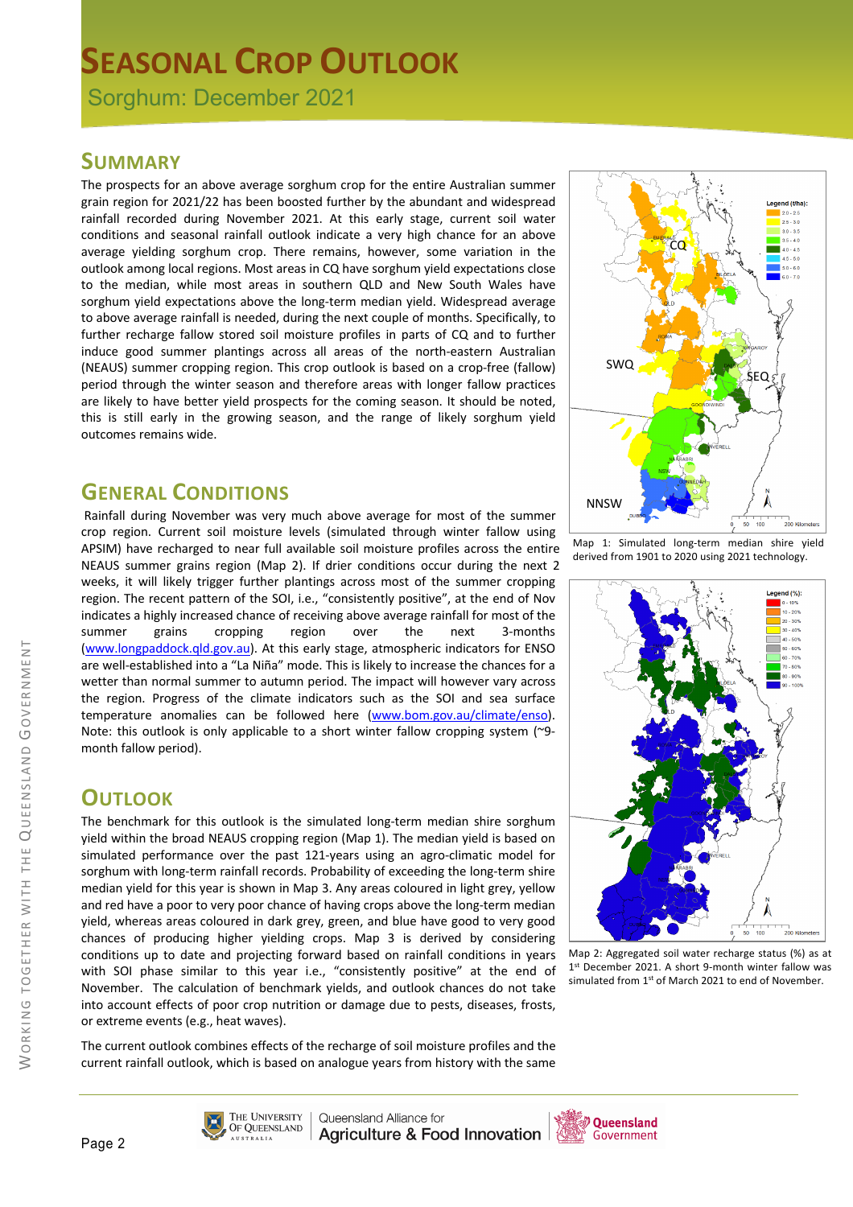# Seasonal Crop Outlook

Sorghum: December 2021

## Summary

The prospects for an above average sorghum crop for the entire Australian summer grain region for 2021/22 has been boosted further by the abundant and widespread rainfall recorded during November 2021. At this early stage, current soil water conditions and seasonal rainfall outlook indicate a very high chance for an above average yielding sorghum crop. Specifically, there remains, however, some variation in the outlook among local regions. Most areas in CQ have sorghum yield expectations close to the median, while most areas in southern QLD and New South Wales have sorghum yield expectations above the long-term median yield. Widespread average to above average rainfall is needed, during the next couple of months. Specifically, to further recharge fallow stored soil moisture profiles in parts of CQ and to further induce good summer plantings across all areas of the north-eastern Australian (NEAUS) summer cropping region. This crop outlook is based on a crop-free (fallow) period through the winter season and therefore areas with longer fallow practices are likely to have better yield prospects for the coming season. It should be noted, this is still early in the growing season, and the range of likely sorghum yield outcomes remains wide.

## General Conditions

Rainfall during November was very much above average for most of the summer crop region. Current soil moisture levels (simulated through winter fallow using APSIM) have recharged to near full available soil moisture profiles across the entire NEAUS summer grains region (Map 2). If drier conditions occur during the next 2 weeks, it will likely trigger further plantings across most of the summer cropping region. The recent pattern of the SOI, i.e., "consistently positive", at the end of Nov indicates a highly increased chance of receiving above average rainfall for most of the summer grains cropping region over the next 3-months (www.longpaddock.qld.gov.au). At this early stage, atmospheric indicators for ENSO are well-established into a "La Niña" mode. This is likely to increase the chances for a wetter than normal summer to autumn period. The impact will however vary across the region. Progress of the climate indicators such as the SOI and sea surface temperature anomalies can be followed here (www.bom.gov.au/climate/enso). Note: this outlook is only applicable to a short winter fallow cropping system (~9-month fallow period).

## Outlook

The benchmark for this outlook is the simulated long-term median shire sorghum yield within the broad NEAUS cropping region (Map 1). The median yield is based on simulated performance over the past 121-years using an agro-climatic model for sorghum with long-term rainfall records. Probability of exceeding the long-term shire median yield for this year is shown in Map 3. Any areas coloured in light grey, yellow and red have a poor to very poor chance of having crops above the long-term median yield, whereas areas coloured in dark grey, green, and blue have good to very good chances of producing higher yielding crops. Map 3 is derived by considering conditions up to date and projecting forward based on rainfall conditions in years with SOI phase similar to this year i.e., "consistently positive" at the end of November. The calculation of benchmark yields, and outlook chances do not take into account effects of poor crop nutrition or damage due to pests, diseases, frosts, or extreme events (e.g., heat waves).

The current outlook combines effects of the recharge of soil moisture profiles and the current rainfall outlook, which is based on analogue years from history with the same

Map 1: Simulated long-term median shire yield derived from 1901 to 2020 using 2021 technology.

Map 2: Aggregated soil water recharge status (%) as at 1st December 2021. A short 9-month winter fallow was simulated from 1st of March 2021 to end of November.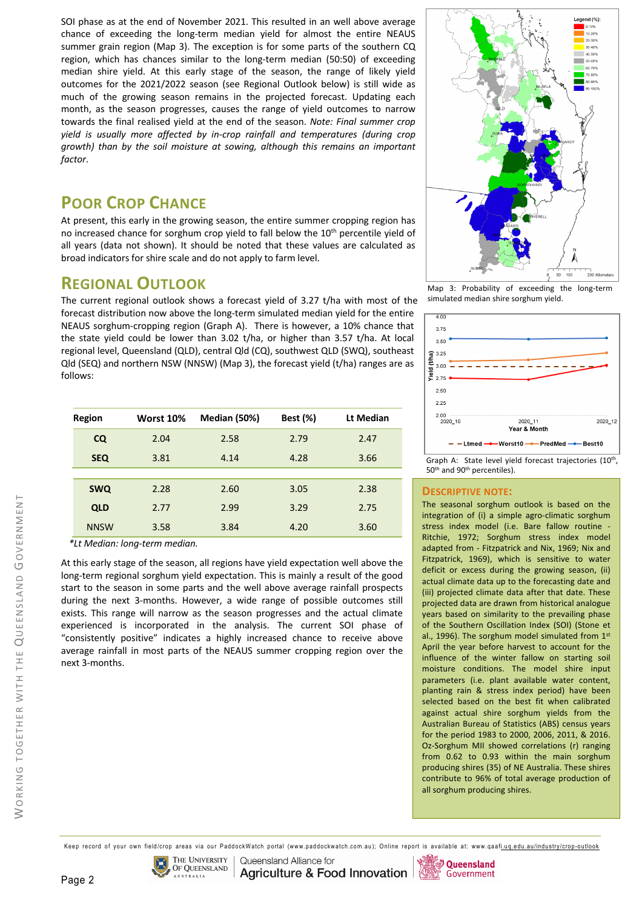SOI phase as at the end of November 2021. This resulted in an well above average chance of exceeding the long-term median yield for almost the entire NEAUS summer grain region (Map 3). The exception is for some parts of the southern CQ region, which has chances similar to the long-term median (50:50) of exceeding median shire yield. At this early stage of the season, the range of likely yield outcomes for the 2021/2022 season (see Regional Outlook below) is still wide as much of the growing season remains in the projected forecast. Updating each month, as the season progresses, causes the range of yield outcomes to narrow towards the final realised yield at the end of the season. *Note: Final summer crop yield is usually more affected by in-crop rainfall and temperatures (during crop growth) than by the soil moisture at sowing, although this remains an important factor*.

## Poor Crop Chance

At present, this early in the growing season, the entire summer cropping region has no increased chance for sorghum crop yield to fall below the 10th percentile yield of all years (data not shown). It should be noted that these values are calculated as broad indicators for shire scale and do not apply to farm level.

## Regional Outlook

The current regional outlook shows a forecast yield of 3.27 t/ha with most of the forecast distribution now above the long-term simulated median yield for the entire NEAUS sorghum-cropping region (Graph A). There is however, a 10% chance that the state yield could be lower than 3.02 t/ha, or higher than 3.57 t/ha. At local regional level, Queensland (QLD), central Qld (CQ), southwest QLD (SWQ), southeast Qld (SEQ) and northern NSW (NNSW) (Map 3), the forecast yield (t/ha) ranges are as follows:

| Region | Worst 10% | Median (50%) | Best (%) | Lt Median |
|---|---|---|---|---|
| CQ | 2.04 | 2.58 | 2.79 | 2.47 |
| SEQ | 3.81 | 4.14 | 4.28 | 3.66 |
| SWQ | 2.28 | 2.60 | 3.05 | 2.38 |
| QLD | 2.77 | 2.99 | 3.29 | 2.75 |
| NNSW | 3.58 | 3.84 | 4.20 | 3.60 |

*\*Lt Median: long-term median.*

At this early stage of the season, all regions have yield expectation well above the long-term regional sorghum yield expectation. This is mainly a result of the good start to the season in some parts and the well above average rainfall prospects during the next 3-months. However, a wide range of possible outcomes still exists. This range will narrow as the season progresses and the actual climate experienced is incorporated in the analysis. The current SOI phase of "consistently positive" indicates a highly increased chance to receive above average rainfall in most parts of the NEAUS summer cropping region over the next 3-months.

Legend (%): 0-10% 10-20% 20-30% 30-40% 40-50% 50-60% 60-70% 70-80% 80-90% 90-100%

EMERALD BILOELA QLD ROMA NANGO GOONDIWINDI INVERELL NARRABRI DUBBO

0 50 100 200 Kilometers

Map 3: Probability of exceeding the long-term simulated median shire sorghum yield.

Yield (t/ha)
4.00 3.75 3.50 3.25 3.00 2.75 2.50 2.25 2.00
2020_10 2020_11 2020_12
Year & Month
Ltmed Worst10 PredMed Best10

Graph A: State level yield forecast trajectories (10th, 50th and 90th percentiles).

### Descriptive Note:

The seasonal sorghum outlook is based on the integration of (i) a simple agro-climatic sorghum stress index model (i.e. Bare fallow routine - Ritchie, 1972; Sorghum stress index model adapted from - Fitzpatrick and Nix, 1969; Nix and Fitzpatrick, 1969), which is sensitive to water deficit or excess during the growing season, (ii) actual climate data up to the forecasting date and (iii) projected climate data after that date. These projected data are drawn from historical analogue years based on similarity to the prevailing phase of the Southern Oscillation Index (SOI) (Stone et al., 1996). The sorghum model simulated from 1st April the year before harvest to account for the influence of the winter fallow on starting soil moisture conditions. The model shire input parameters (i.e. plant available water content, planting rain & stress index period) have been selected based on the best fit when calibrated against actual shire sorghum yields from the Australian Bureau of Statistics (ABS) census years for the period 1983 to 2000, 2006, 2011, & 2016. Oz-Sorghum MII showed correlations (r) ranging from 0.62 to 0.93 within the main sorghum producing shires (35) of NE Australia. These shires contribute to 96% of total average production of all sorghum producing shires.

Keep record of your own field/crop areas via our PaddockWatch portal (www.paddockwatch.com.au); Online report is available at: www.qaafi.uq.edu.au/industry/crop-outlook